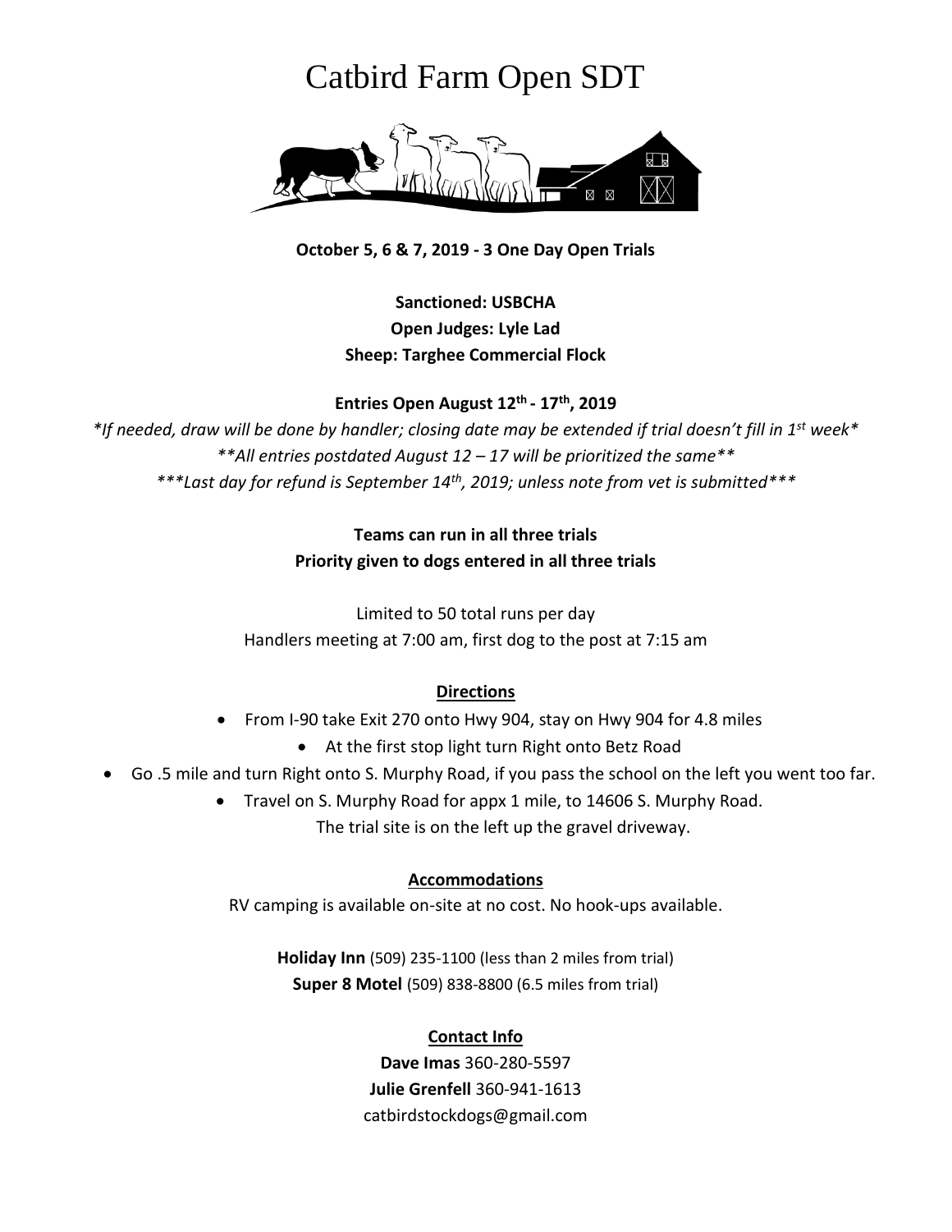# Catbird Farm Open SDT

**October 5, 6 & 7, 2019 - 3 One Day Open Trials**

**Sanctioned: USBCHA**
**Open Judges: Lyle Lad**
**Sheep: Targhee Commercial Flock**

**Entries Open August 12th - 17th, 2019**

*\*If needed, draw will be done by handler; closing date may be extended if trial doesn't fill in 1st week\**
*\*\*All entries postdated August 12 – 17 will be prioritized the same\*\**
*\*\*\*Last day for refund is September 14th, 2019; unless note from vet is submitted\*\*\**

**Teams can run in all three trials**
**Priority given to dogs entered in all three trials**

Limited to 50 total runs per day
Handlers meeting at 7:00 am, first dog to the post at 7:15 am

## Directions

- From I-90 take Exit 270 onto Hwy 904, stay on Hwy 904 for 4.8 miles
- At the first stop light turn Right onto Betz Road
- Go .5 mile and turn Right onto S. Murphy Road, if you pass the school on the left you went too far.
- Travel on S. Murphy Road for appx 1 mile, to 14606 S. Murphy Road.

The trial site is on the left up the gravel driveway.

## Accommodations

RV camping is available on-site at no cost. No hook-ups available.

**Holiday Inn** (509) 235-1100 (less than 2 miles from trial)
**Super 8 Motel** (509) 838-8800 (6.5 miles from trial)

## Contact Info

**Dave Imas** 360-280-5597
**Julie Grenfell** 360-941-1613
catbirdstockdogs@gmail.com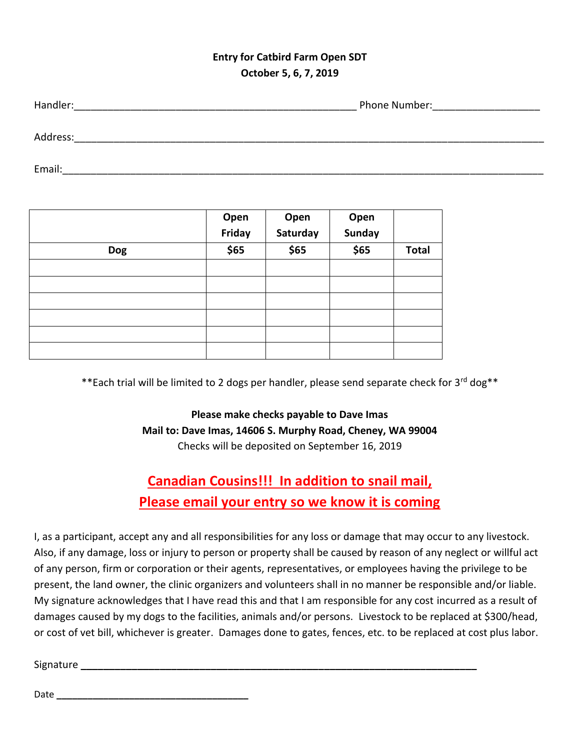**Entry for Catbird Farm Open SDT**
**October 5, 6, 7, 2019**

Handler:\_\_\_\_\_\_\_\_\_\_\_\_\_\_\_\_\_\_\_\_\_\_\_\_\_\_\_\_\_\_\_\_\_\_\_\_\_\_\_\_\_\_\_\_\_\_\_\_\_\_ Phone Number:\_\_\_\_\_\_\_\_\_\_\_\_\_\_\_\_\_\_\_

Address:\_\_\_\_\_\_\_\_\_\_\_\_\_\_\_\_\_\_\_\_\_\_\_\_\_\_\_\_\_\_\_\_\_\_\_\_\_\_\_\_\_\_\_\_\_\_\_\_\_\_\_\_\_\_\_\_\_\_\_\_\_\_\_\_\_\_\_\_\_\_\_\_\_\_\_\_\_\_\_\_\_\_\_\_\_

Email:\_\_\_\_\_\_\_\_\_\_\_\_\_\_\_\_\_\_\_\_\_\_\_\_\_\_\_\_\_\_\_\_\_\_\_\_\_\_\_\_\_\_\_\_\_\_\_\_\_\_\_\_\_\_\_\_\_\_\_\_\_\_\_\_\_\_\_\_\_\_\_\_\_\_\_\_\_\_\_\_\_\_\_\_\_\_\_

| | **Open Friday** | **Open Saturday** | **Open Sunday** | |
|---|---|---|---|---|
| **Dog** | **$65** | **$65** | **$65** | **Total** |
| | | | | |
| | | | | |
| | | | | |
| | | | | |
| | | | | |
| | | | | |

**Each trial will be limited to 2 dogs per handler, please send separate check for 3rd dog**

**Please make checks payable to Dave Imas**
**Mail to: Dave Imas, 14606 S. Murphy Road, Cheney, WA 99004**
Checks will be deposited on September 16, 2019

**Canadian Cousins!!! In addition to snail mail,**
**Please email your entry so we know it is coming**

I, as a participant, accept any and all responsibilities for any loss or damage that may occur to any livestock. Also, if any damage, loss or injury to person or property shall be caused by reason of any neglect or willful act of any person, firm or corporation or their agents, representatives, or employees having the privilege to be present, the land owner, the clinic organizers and volunteers shall in no manner be responsible and/or liable. My signature acknowledges that I have read this and that I am responsible for any cost incurred as a result of damages caused by my dogs to the facilities, animals and/or persons. Livestock to be replaced at $300/head, or cost of vet bill, whichever is greater. Damages done to gates, fences, etc. to be replaced at cost plus labor.

Signature \_\_\_\_\_\_\_\_\_\_\_\_\_\_\_\_\_\_\_\_\_\_\_\_\_\_\_\_\_\_\_\_\_\_\_\_\_\_\_\_\_\_\_\_\_\_\_\_\_\_\_\_\_\_\_\_\_\_\_\_\_\_\_\_\_\_\_\_\_\_

Date \_\_\_\_\_\_\_\_\_\_\_\_\_\_\_\_\_\_\_\_\_\_\_\_\_\_\_\_\_\_\_\_\_\_\_